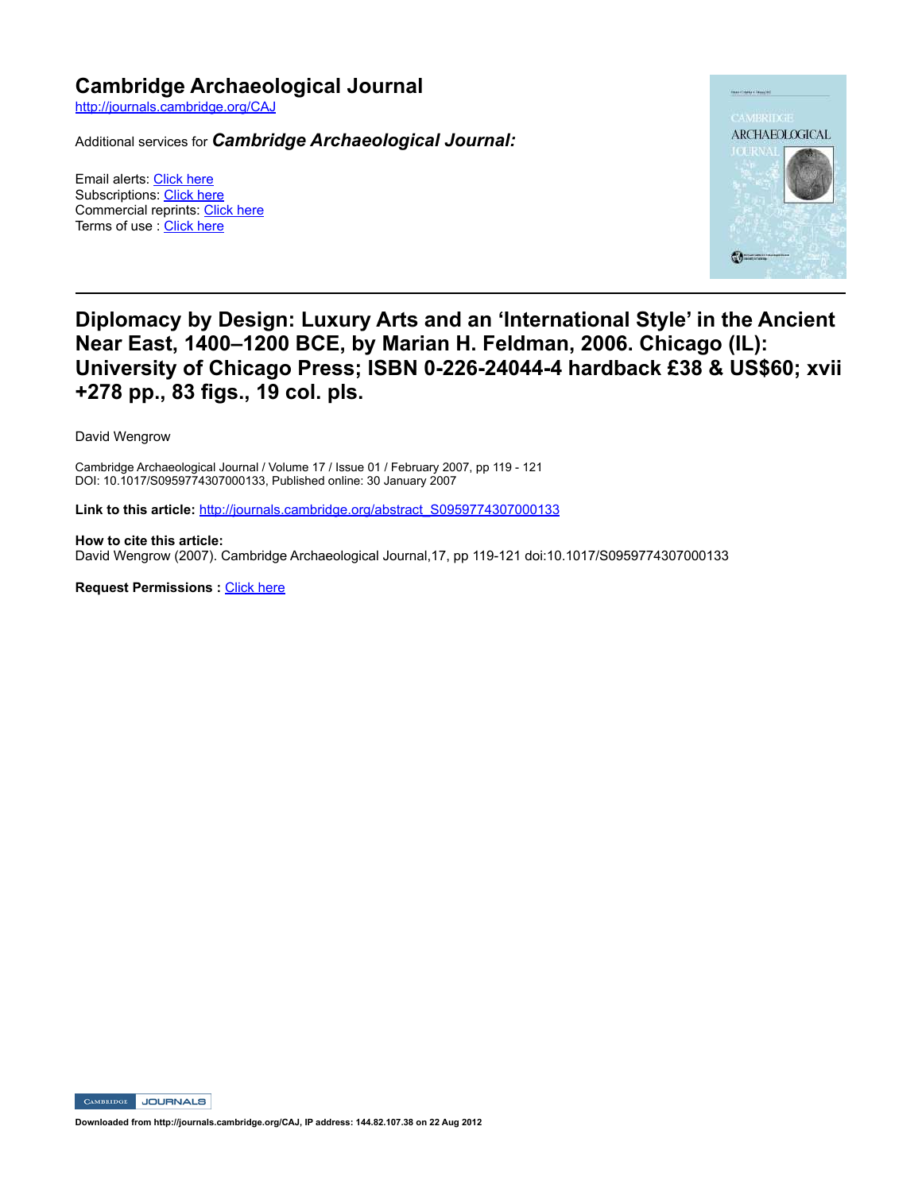# Cambridge Archaeological Journal

http://journals.cambridge.org/CAJ

Additional services for ***Cambridge Archaeological Journal:***

Email alerts: Click here
Subscriptions: Click here
Commercial reprints: Click here
Terms of use : Click here

## Diplomacy by Design: Luxury Arts and an 'International Style' in the Ancient Near East, 1400–1200 BCE, by Marian H. Feldman, 2006. Chicago (IL): University of Chicago Press; ISBN 0-226-24044-4 hardback £38 & US$60; xvii +278 pp., 83 figs., 19 col. pls.

David Wengrow

Cambridge Archaeological Journal / Volume 17 / Issue 01 / February 2007, pp 119 - 121
DOI: 10.1017/S0959774307000133, Published online: 30 January 2007

**Link to this article:** http://journals.cambridge.org/abstract_S0959774307000133

**How to cite this article:**
David Wengrow (2007). Cambridge Archaeological Journal,17, pp 119-121 doi:10.1017/S0959774307000133

**Request Permissions :** Click here

**Downloaded from http://journals.cambridge.org/CAJ, IP address: 144.82.107.38 on 22 Aug 2012**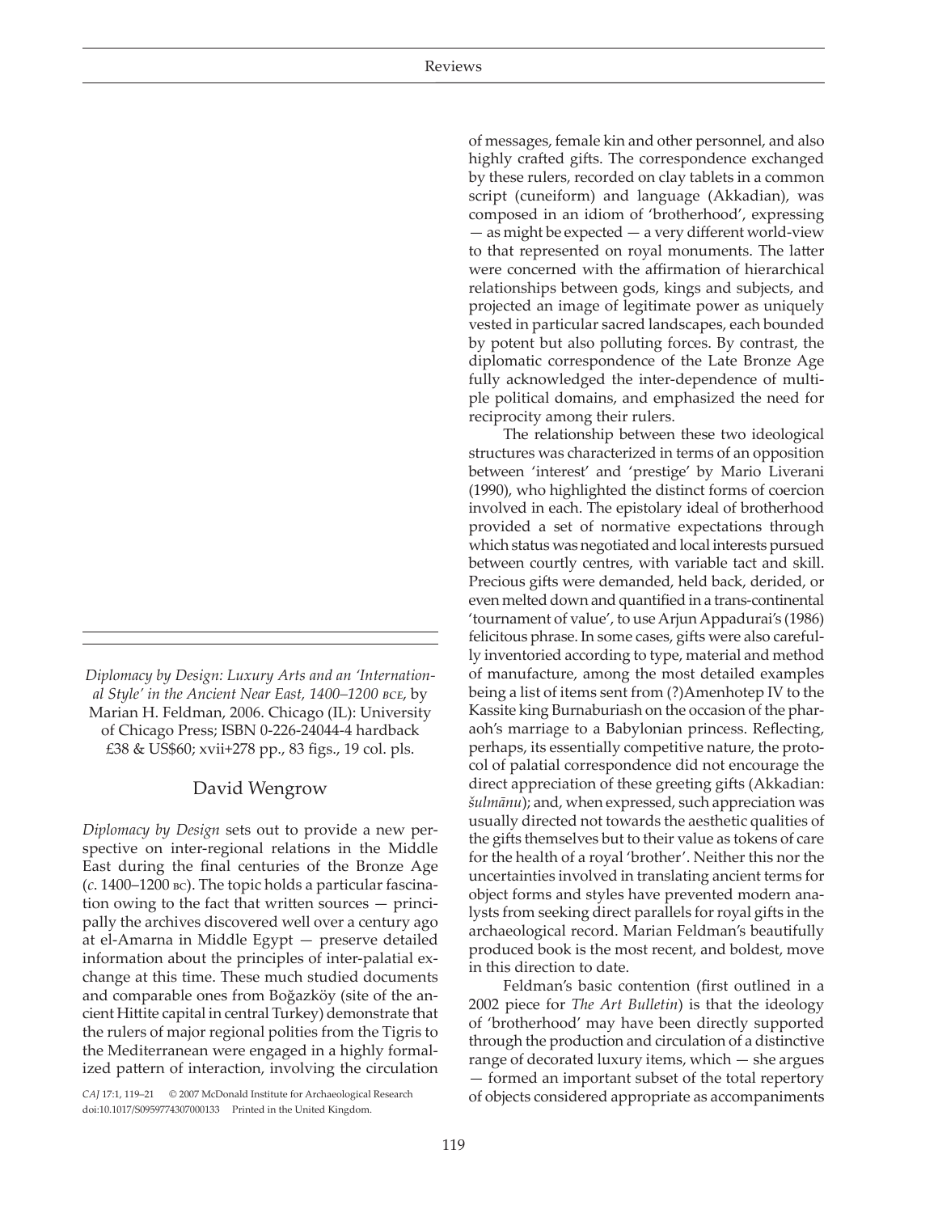*Diplomacy by Design: Luxury Arts and an 'International Style' in the Ancient Near East, 1400–1200 BCE*, by Marian H. Feldman, 2006. Chicago (IL): University of Chicago Press; ISBN 0-226-24044-4 hardback £38 & US$60; xvii+278 pp., 83 figs., 19 col. pls.

## David Wengrow

*Diplomacy by Design* sets out to provide a new perspective on inter-regional relations in the Middle East during the final centuries of the Bronze Age (*c.* 1400–1200 BC). The topic holds a particular fascination owing to the fact that written sources — principally the archives discovered well over a century ago at el-Amarna in Middle Egypt — preserve detailed information about the principles of inter-palatial exchange at this time. These much studied documents and comparable ones from Boğazköy (site of the ancient Hittite capital in central Turkey) demonstrate that the rulers of major regional polities from the Tigris to the Mediterranean were engaged in a highly formalized pattern of interaction, involving the circulation of messages, female kin and other personnel, and also highly crafted gifts. The correspondence exchanged by these rulers, recorded on clay tablets in a common script (cuneiform) and language (Akkadian), was composed in an idiom of 'brotherhood', expressing — as might be expected — a very different world-view to that represented on royal monuments. The latter were concerned with the affirmation of hierarchical relationships between gods, kings and subjects, and projected an image of legitimate power as uniquely vested in particular sacred landscapes, each bounded by potent but also polluting forces. By contrast, the diplomatic correspondence of the Late Bronze Age fully acknowledged the inter-dependence of multiple political domains, and emphasized the need for reciprocity among their rulers.

The relationship between these two ideological structures was characterized in terms of an opposition between 'interest' and 'prestige' by Mario Liverani (1990), who highlighted the distinct forms of coercion involved in each. The epistolary ideal of brotherhood provided a set of normative expectations through which status was negotiated and local interests pursued between courtly centres, with variable tact and skill. Precious gifts were demanded, held back, derided, or even melted down and quantified in a trans-continental 'tournament of value', to use Arjun Appadurai's (1986) felicitous phrase. In some cases, gifts were also carefully inventoried according to type, material and method of manufacture, among the most detailed examples being a list of items sent from (?)Amenhotep IV to the Kassite king Burnaburiash on the occasion of the pharaoh's marriage to a Babylonian princess. Reflecting, perhaps, its essentially competitive nature, the protocol of palatial correspondence did not encourage the direct appreciation of these greeting gifts (Akkadian: *šulmānu*); and, when expressed, such appreciation was usually directed not towards the aesthetic qualities of the gifts themselves but to their value as tokens of care for the health of a royal 'brother'. Neither this nor the uncertainties involved in translating ancient terms for object forms and styles have prevented modern analysts from seeking direct parallels for royal gifts in the archaeological record. Marian Feldman's beautifully produced book is the most recent, and boldest, move in this direction to date.

Feldman's basic contention (first outlined in a 2002 piece for *The Art Bulletin*) is that the ideology of 'brotherhood' may have been directly supported through the production and circulation of a distinctive range of decorated luxury items, which — she argues — formed an important subset of the total repertory of objects considered appropriate as accompaniments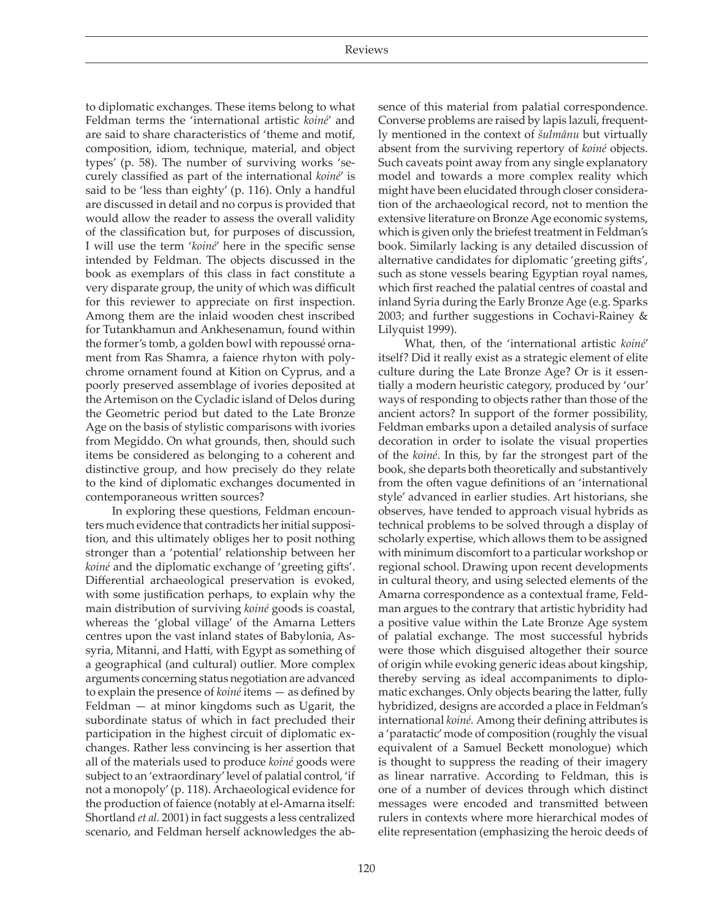to diplomatic exchanges. These items belong to what Feldman terms the 'international artistic *koiné*' and are said to share characteristics of 'theme and motif, composition, idiom, technique, material, and object types' (p. 58). The number of surviving works 'securely classified as part of the international *koiné*' is said to be 'less than eighty' (p. 116). Only a handful are discussed in detail and no corpus is provided that would allow the reader to assess the overall validity of the classification but, for purposes of discussion, I will use the term '*koiné*' here in the specific sense intended by Feldman. The objects discussed in the book as exemplars of this class in fact constitute a very disparate group, the unity of which was difficult for this reviewer to appreciate on first inspection. Among them are the inlaid wooden chest inscribed for Tutankhamun and Ankhesenamun, found within the former's tomb, a golden bowl with repoussé ornament from Ras Shamra, a faience rhyton with polychrome ornament found at Kition on Cyprus, and a poorly preserved assemblage of ivories deposited at the Artemison on the Cycladic island of Delos during the Geometric period but dated to the Late Bronze Age on the basis of stylistic comparisons with ivories from Megiddo. On what grounds, then, should such items be considered as belonging to a coherent and distinctive group, and how precisely do they relate to the kind of diplomatic exchanges documented in contemporaneous written sources?

In exploring these questions, Feldman encounters much evidence that contradicts her initial supposition, and this ultimately obliges her to posit nothing stronger than a 'potential' relationship between her *koiné* and the diplomatic exchange of 'greeting gifts'. Differential archaeological preservation is evoked, with some justification perhaps, to explain why the main distribution of surviving *koiné* goods is coastal, whereas the 'global village' of the Amarna Letters centres upon the vast inland states of Babylonia, Assyria, Mitanni, and Hatti, with Egypt as something of a geographical (and cultural) outlier. More complex arguments concerning status negotiation are advanced to explain the presence of *koiné* items — as defined by Feldman — at minor kingdoms such as Ugarit, the subordinate status of which in fact precluded their participation in the highest circuit of diplomatic exchanges. Rather less convincing is her assertion that all of the materials used to produce *koiné* goods were subject to an 'extraordinary' level of palatial control, 'if not a monopoly' (p. 118). Archaeological evidence for the production of faience (notably at el-Amarna itself: Shortland *et al.* 2001) in fact suggests a less centralized scenario, and Feldman herself acknowledges the absence of this material from palatial correspondence. Converse problems are raised by lapis lazuli, frequently mentioned in the context of *šulmānu* but virtually absent from the surviving repertory of *koiné* objects. Such caveats point away from any single explanatory model and towards a more complex reality which might have been elucidated through closer consideration of the archaeological record, not to mention the extensive literature on Bronze Age economic systems, which is given only the briefest treatment in Feldman's book. Similarly lacking is any detailed discussion of alternative candidates for diplomatic 'greeting gifts', such as stone vessels bearing Egyptian royal names, which first reached the palatial centres of coastal and inland Syria during the Early Bronze Age (e.g. Sparks 2003; and further suggestions in Cochavi-Rainey & Lilyquist 1999).

What, then, of the 'international artistic *koiné*' itself? Did it really exist as a strategic element of elite culture during the Late Bronze Age? Or is it essentially a modern heuristic category, produced by 'our' ways of responding to objects rather than those of the ancient actors? In support of the former possibility, Feldman embarks upon a detailed analysis of surface decoration in order to isolate the visual properties of the *koiné*. In this, by far the strongest part of the book, she departs both theoretically and substantively from the often vague definitions of an 'international style' advanced in earlier studies. Art historians, she observes, have tended to approach visual hybrids as technical problems to be solved through a display of scholarly expertise, which allows them to be assigned with minimum discomfort to a particular workshop or regional school. Drawing upon recent developments in cultural theory, and using selected elements of the Amarna correspondence as a contextual frame, Feldman argues to the contrary that artistic hybridity had a positive value within the Late Bronze Age system of palatial exchange. The most successful hybrids were those which disguised altogether their source of origin while evoking generic ideas about kingship, thereby serving as ideal accompaniments to diplomatic exchanges. Only objects bearing the latter, fully hybridized, designs are accorded a place in Feldman's international *koiné*. Among their defining attributes is a 'paratactic' mode of composition (roughly the visual equivalent of a Samuel Beckett monologue) which is thought to suppress the reading of their imagery as linear narrative. According to Feldman, this is one of a number of devices through which distinct messages were encoded and transmitted between rulers in contexts where more hierarchical modes of elite representation (emphasizing the heroic deeds of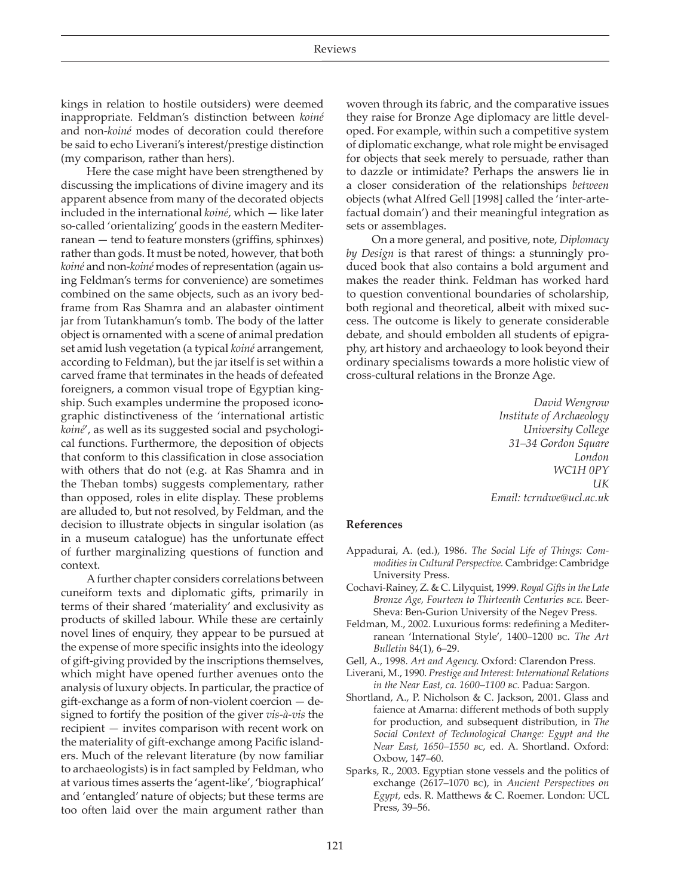kings in relation to hostile outsiders) were deemed inappropriate. Feldman's distinction between *koiné* and non-*koiné* modes of decoration could therefore be said to echo Liverani's interest/prestige distinction (my comparison, rather than hers).

Here the case might have been strengthened by discussing the implications of divine imagery and its apparent absence from many of the decorated objects included in the international *koiné*, which — like later so-called 'orientalizing' goods in the eastern Mediterranean — tend to feature monsters (griffins, sphinxes) rather than gods. It must be noted, however, that both *koiné* and non-*koiné* modes of representation (again using Feldman's terms for convenience) are sometimes combined on the same objects, such as an ivory bed-frame from Ras Shamra and an alabaster ointiment jar from Tutankhamun's tomb. The body of the latter object is ornamented with a scene of animal predation set amid lush vegetation (a typical *koiné* arrangement, according to Feldman), but the jar itself is set within a carved frame that terminates in the heads of defeated foreigners, a common visual trope of Egyptian kingship. Such examples undermine the proposed iconographic distinctiveness of the 'international artistic *koiné*', as well as its suggested social and psychological functions. Furthermore, the deposition of objects that conform to this classification in close association with others that do not (e.g. at Ras Shamra and in the Theban tombs) suggests complementary, rather than opposed, roles in elite display. These problems are alluded to, but not resolved, by Feldman, and the decision to illustrate objects in singular isolation (as in a museum catalogue) has the unfortunate effect of further marginalizing questions of function and context.

A further chapter considers correlations between cuneiform texts and diplomatic gifts, primarily in terms of their shared 'materiality' and exclusivity as products of skilled labour. While these are certainly novel lines of enquiry, they appear to be pursued at the expense of more specific insights into the ideology of gift-giving provided by the inscriptions themselves, which might have opened further avenues onto the analysis of luxury objects. In particular, the practice of gift-exchange as a form of non-violent coercion — designed to fortify the position of the giver *vis-à-vis* the recipient — invites comparison with recent work on the materiality of gift-exchange among Pacific islanders. Much of the relevant literature (by now familiar to archaeologists) is in fact sampled by Feldman, who at various times asserts the 'agent-like', 'biographical' and 'entangled' nature of objects; but these terms are too often laid over the main argument rather than woven through its fabric, and the comparative issues they raise for Bronze Age diplomacy are little developed. For example, within such a competitive system of diplomatic exchange, what role might be envisaged for objects that seek merely to persuade, rather than to dazzle or intimidate? Perhaps the answers lie in a closer consideration of the relationships *between* objects (what Alfred Gell [1998] called the 'inter-artefactual domain') and their meaningful integration as sets or assemblages.

On a more general, and positive, note, *Diplomacy by Design* is that rarest of things: a stunningly produced book that also contains a bold argument and makes the reader think. Feldman has worked hard to question conventional boundaries of scholarship, both regional and theoretical, albeit with mixed success. The outcome is likely to generate considerable debate, and should embolden all students of epigraphy, art history and archaeology to look beyond their ordinary specialisms towards a more holistic view of cross-cultural relations in the Bronze Age.

*David Wengrow*
*Institute of Archaeology*
*University College*
*31–34 Gordon Square*
*London*
*WC1H 0PY*
*UK*
*Email: tcrndwe@ucl.ac.uk*

## References

Appadurai, A. (ed.), 1986. *The Social Life of Things: Commodities in Cultural Perspective.* Cambridge: Cambridge University Press.

Cochavi-Rainey, Z. & C. Lilyquist, 1999. *Royal Gifts in the Late Bronze Age, Fourteen to Thirteenth Centuries BCE.* Beer-Sheva: Ben-Gurion University of the Negev Press.

Feldman, M., 2002. Luxurious forms: redefining a Mediterranean 'International Style', 1400–1200 BC. *The Art Bulletin* 84(1), 6–29.

Gell, A., 1998. *Art and Agency.* Oxford: Clarendon Press.

Liverani, M., 1990. *Prestige and Interest: International Relations in the Near East, ca. 1600–1100 BC.* Padua: Sargon.

Shortland, A., P. Nicholson & C. Jackson, 2001. Glass and faience at Amarna: different methods of both supply for production, and subsequent distribution, in *The Social Context of Technological Change: Egypt and the Near East, 1650–1550 BC*, ed. A. Shortland. Oxford: Oxbow, 147–60.

Sparks, R., 2003. Egyptian stone vessels and the politics of exchange (2617–1070 BC), in *Ancient Perspectives on Egypt,* eds. R. Matthews & C. Roemer. London: UCL Press, 39–56.